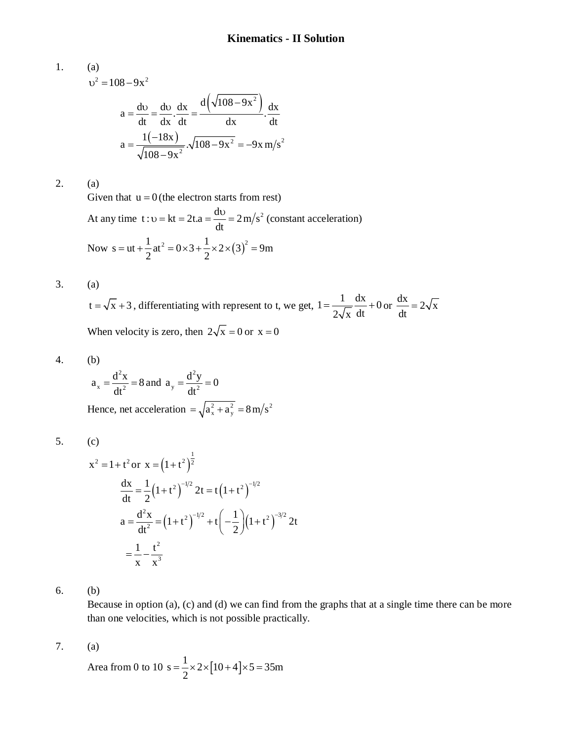# Kinematics - II Solution

1. (a)

$\upsilon^2 = 108 - 9x^2$

$$a = \frac{d\upsilon}{dt} = \frac{d\upsilon}{dx}.\frac{dx}{dt} = \frac{d\left(\sqrt{108-9x^2}\right)}{dx}.\frac{dx}{dt}$$

$$a = \frac{1(-18x)}{\sqrt{108-9x^2}}.\sqrt{108-9x^2} = -9x\,m/s^2$$

2. (a)

Given that $u = 0$ (the electron starts from rest)

At any time $t : \upsilon = kt = 2t.a = \frac{d\upsilon}{dt} = 2\,m/s^2$ (constant acceleration)

Now $s = ut + \frac{1}{2}at^2 = 0 \times 3 + \frac{1}{2} \times 2 \times (3)^2 = 9m$

3. (a)

$t = \sqrt{x} + 3$, differentiating with represent to t, we get, $1 = \frac{1}{2\sqrt{x}}\frac{dx}{dt} + 0$ or $\frac{dx}{dt} = 2\sqrt{x}$

When velocity is zero, then $2\sqrt{x} = 0$ or $x = 0$

4. (b)

$a_x = \frac{d^2x}{dt^2} = 8$ and $a_y = \frac{d^2y}{dt^2} = 0$

Hence, net acceleration $= \sqrt{a_x^2 + a_y^2} = 8\,m/s^2$

5. (c)

$x^2 = 1 + t^2$ or $x = \left(1+t^2\right)^{\frac{1}{2}}$

$$\frac{dx}{dt} = \frac{1}{2}\left(1+t^2\right)^{-1/2}2t = t\left(1+t^2\right)^{-1/2}$$

$$a = \frac{d^2x}{dt^2} = \left(1+t^2\right)^{-1/2} + t\left(-\frac{1}{2}\right)\left(1+t^2\right)^{-3/2}2t$$

$$= \frac{1}{x} - \frac{t^2}{x^3}$$

6. (b)

Because in option (a), (c) and (d) we can find from the graphs that at a single time there can be more than one velocities, which is not possible practically.

7. (a)

Area from 0 to 10 $s = \frac{1}{2} \times 2 \times [10+4] \times 5 = 35m$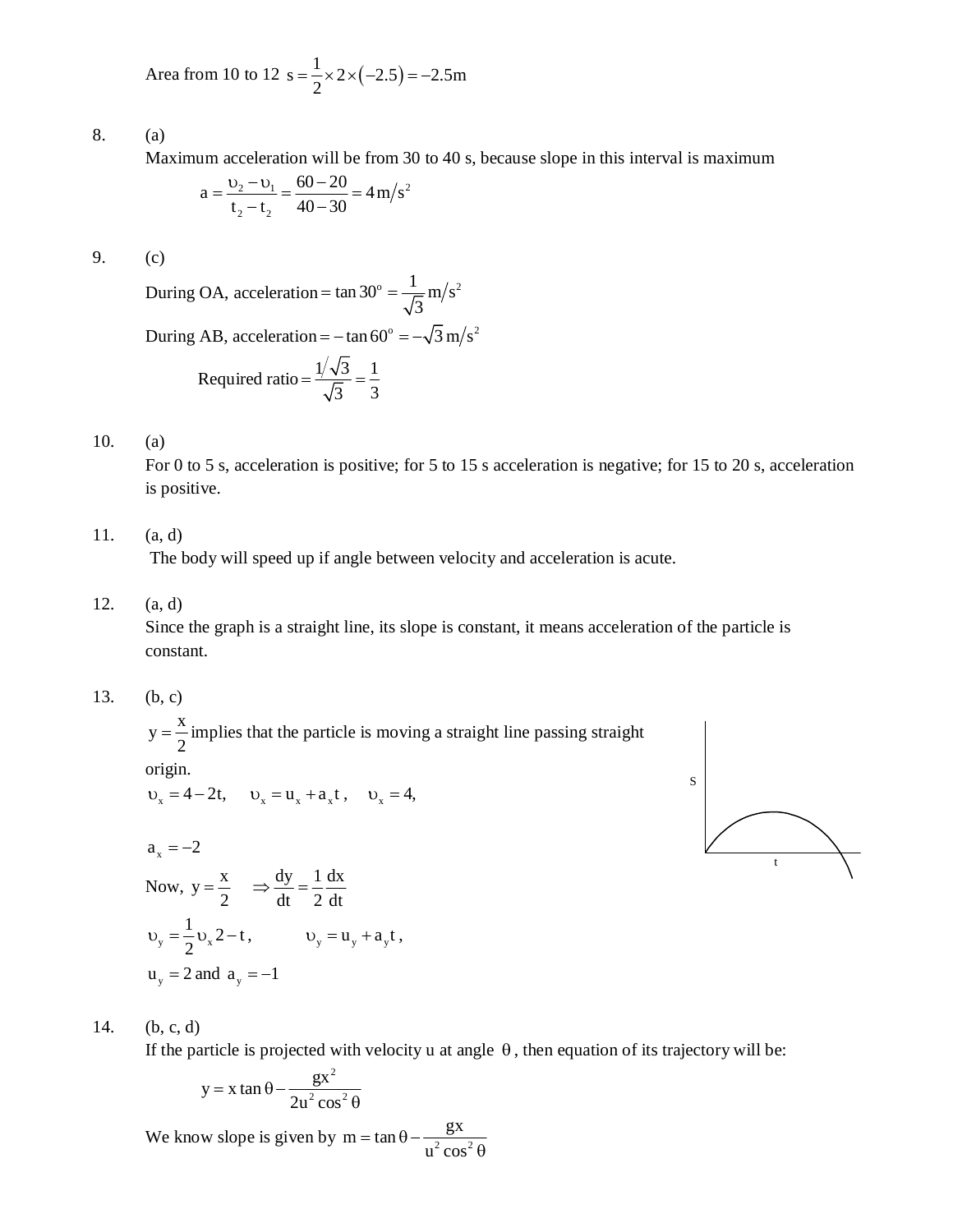Area from 10 to 12 $s = \frac{1}{2} \times 2 \times (-2.5) = -2.5\text{m}$

8. (a)

Maximum acceleration will be from 30 to 40 s, because slope in this interval is maximum

$$a = \frac{\upsilon_2 - \upsilon_1}{t_2 - t_2} = \frac{60 - 20}{40 - 30} = 4\,\text{m/s}^2$$

9. (c)

During OA, acceleration $= \tan 30^\circ = \frac{1}{\sqrt{3}}\,\text{m/s}^2$

During AB, acceleration $= -\tan 60^\circ = -\sqrt{3}\,\text{m/s}^2$

$$\text{Required ratio} = \frac{1/\sqrt{3}}{\sqrt{3}} = \frac{1}{3}$$

10. (a)

For 0 to 5 s, acceleration is positive; for 5 to 15 s acceleration is negative; for 15 to 20 s, acceleration is positive.

11. (a, d)

The body will speed up if angle between velocity and acceleration is acute.

12. (a, d)

Since the graph is a straight line, its slope is constant, it means acceleration of the particle is constant.

13. (b, c)

$y = \frac{x}{2}$ implies that the particle is moving a straight line passing straight origin.

$\upsilon_x = 4 - 2t$, $\quad \upsilon_x = u_x + a_x t$, $\quad \upsilon_x = 4$,

$a_x = -2$

Now, $y = \frac{x}{2} \quad \Rightarrow \frac{dy}{dt} = \frac{1}{2}\frac{dx}{dt}$

$\upsilon_y = \frac{1}{2}\upsilon_x 2 - t$, $\quad \upsilon_y = u_y + a_y t$,

$u_y = 2$ and $a_y = -1$

14. (b, c, d)

If the particle is projected with velocity u at angle $\theta$, then equation of its trajectory will be:

$$y = x\tan\theta - \frac{gx^2}{2u^2\cos^2\theta}$$

We know slope is given by $m = \tan\theta - \frac{gx}{u^2\cos^2\theta}$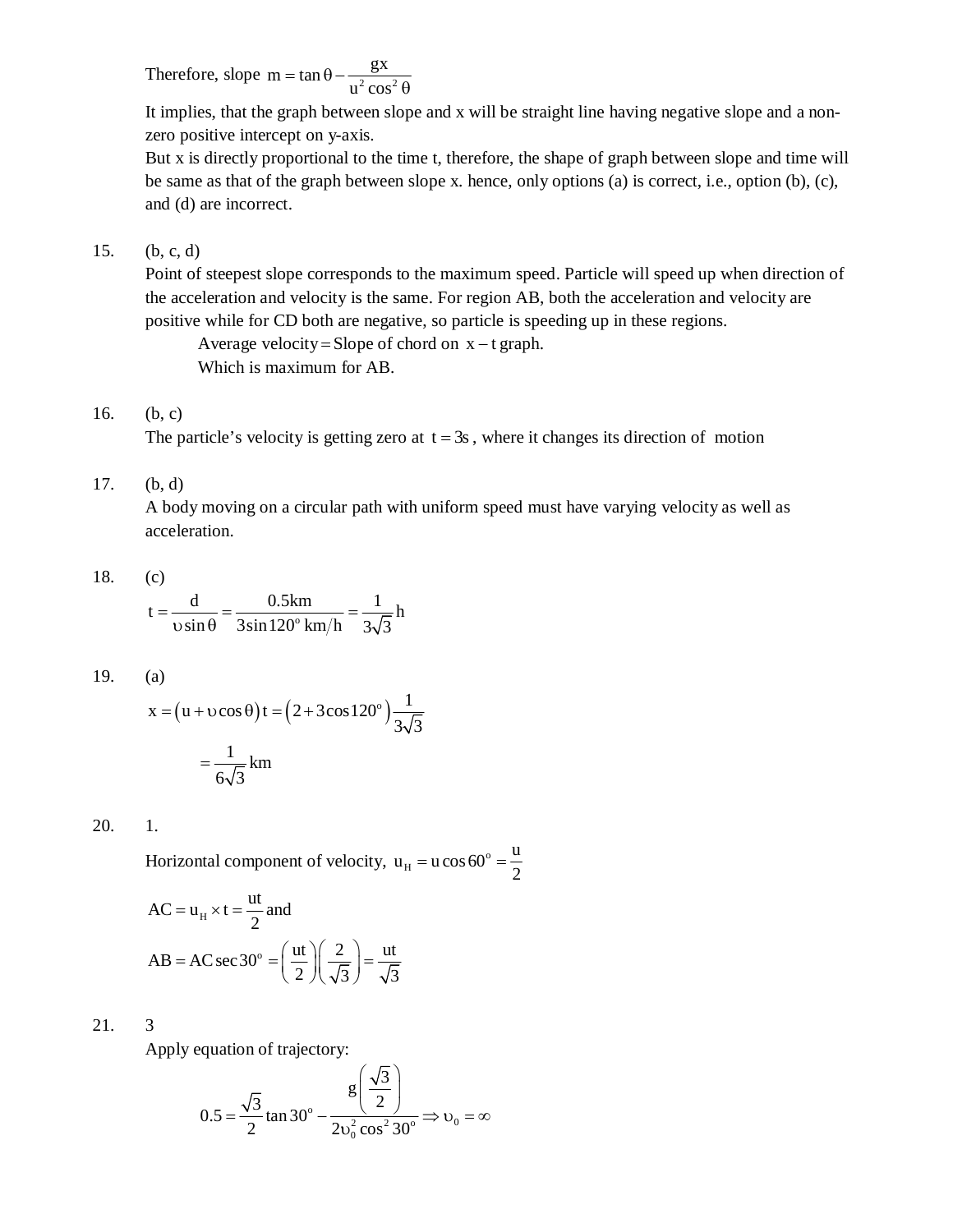Therefore, slope $m = \tan\theta - \frac{gx}{u^2\cos^2\theta}$

It implies, that the graph between slope and x will be straight line having negative slope and a non-zero positive intercept on y-axis.

But x is directly proportional to the time t, therefore, the shape of graph between slope and time will be same as that of the graph between slope x. hence, only options (a) is correct, i.e., option (b), (c), and (d) are incorrect.

15. (b, c, d)

Point of steepest slope corresponds to the maximum speed. Particle will speed up when direction of the acceleration and velocity is the same. For region AB, both the acceleration and velocity are positive while for CD both are negative, so particle is speeding up in these regions.

Average velocity = Slope of chord on $x - t$ graph.

Which is maximum for AB.

16. (b, c)

The particle's velocity is getting zero at $t = 3s$, where it changes its direction of motion

17. (b, d)

A body moving on a circular path with uniform speed must have varying velocity as well as acceleration.

18. (c)

$$t = \frac{d}{\upsilon\sin\theta} = \frac{0.5\text{km}}{3\sin 120^o\ \text{km/h}} = \frac{1}{3\sqrt{3}}\text{h}$$

19. (a)

$$x = \left(u + \upsilon\cos\theta\right)t = \left(2 + 3\cos 120^o\right)\frac{1}{3\sqrt{3}}$$

$$= \frac{1}{6\sqrt{3}}\text{km}$$

20. 1.

Horizontal component of velocity, $u_H = u\cos 60^o = \frac{u}{2}$

$AC = u_H \times t = \frac{ut}{2}$ and

$AB = AC\sec 30^o = \left(\frac{ut}{2}\right)\left(\frac{2}{\sqrt{3}}\right) = \frac{ut}{\sqrt{3}}$

21. 3

Apply equation of trajectory:

$$0.5 = \frac{\sqrt{3}}{2}\tan 30^o - \frac{g\left(\frac{\sqrt{3}}{2}\right)}{2\upsilon_0^2\cos^2 30^o} \Rightarrow \upsilon_0 = \infty$$